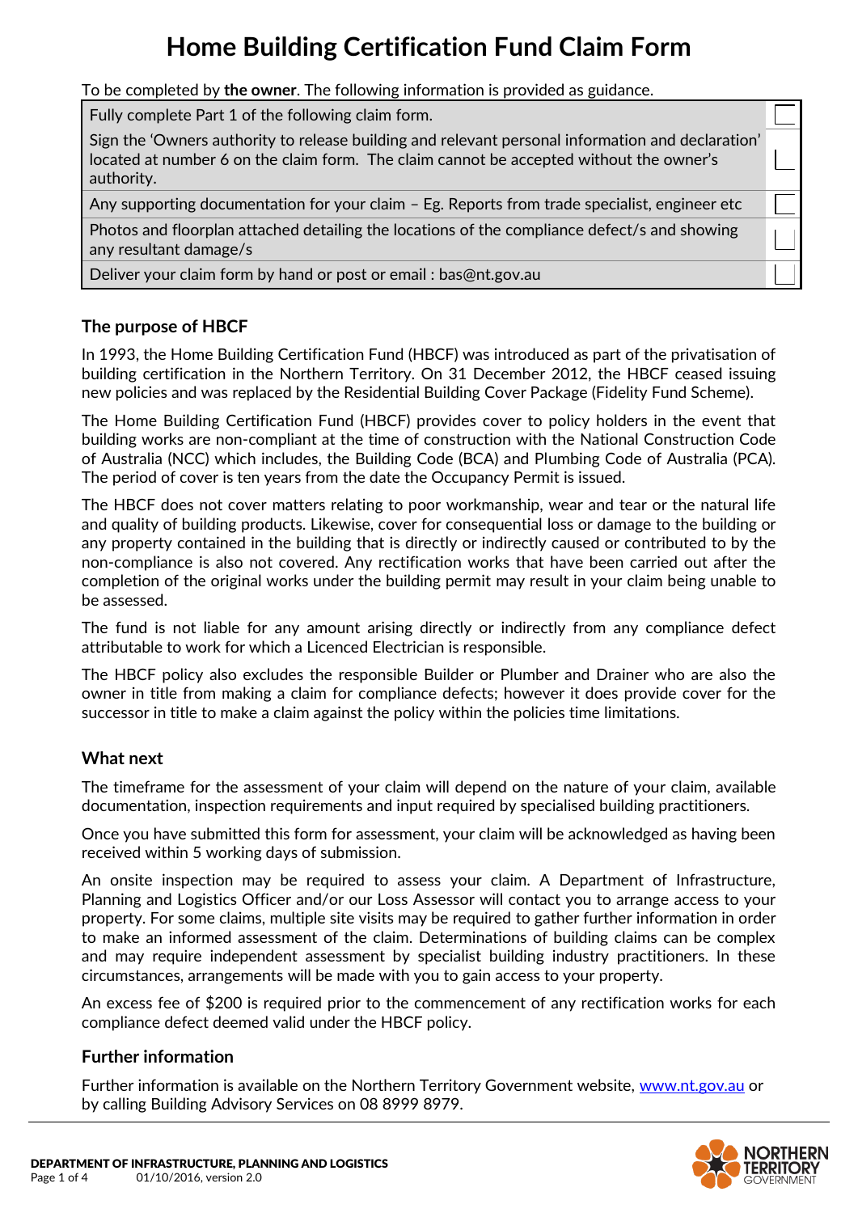# Home Building Certification Fund Claim Form

To be completed by **the owner**. The following information is provided as guidance.

| | |
|---|---|
| Fully complete Part 1 of the following claim form. | ☐ |
| Sign the 'Owners authority to release building and relevant personal information and declaration' located at number 6 on the claim form. The claim cannot be accepted without the owner's authority. | ☐ |
| Any supporting documentation for your claim – Eg. Reports from trade specialist, engineer etc | ☐ |
| Photos and floorplan attached detailing the locations of the compliance defect/s and showing any resultant damage/s | ☐ |
| Deliver your claim form by hand or post or email : bas@nt.gov.au | ☐ |

## The purpose of HBCF

In 1993, the Home Building Certification Fund (HBCF) was introduced as part of the privatisation of building certification in the Northern Territory. On 31 December 2012, the HBCF ceased issuing new policies and was replaced by the Residential Building Cover Package (Fidelity Fund Scheme).

The Home Building Certification Fund (HBCF) provides cover to policy holders in the event that building works are non-compliant at the time of construction with the National Construction Code of Australia (NCC) which includes, the Building Code (BCA) and Plumbing Code of Australia (PCA). The period of cover is ten years from the date the Occupancy Permit is issued.

The HBCF does not cover matters relating to poor workmanship, wear and tear or the natural life and quality of building products. Likewise, cover for consequential loss or damage to the building or any property contained in the building that is directly or indirectly caused or contributed to by the non-compliance is also not covered. Any rectification works that have been carried out after the completion of the original works under the building permit may result in your claim being unable to be assessed.

The fund is not liable for any amount arising directly or indirectly from any compliance defect attributable to work for which a Licenced Electrician is responsible.

The HBCF policy also excludes the responsible Builder or Plumber and Drainer who are also the owner in title from making a claim for compliance defects; however it does provide cover for the successor in title to make a claim against the policy within the policies time limitations.

## What next

The timeframe for the assessment of your claim will depend on the nature of your claim, available documentation, inspection requirements and input required by specialised building practitioners.

Once you have submitted this form for assessment, your claim will be acknowledged as having been received within 5 working days of submission.

An onsite inspection may be required to assess your claim. A Department of Infrastructure, Planning and Logistics Officer and/or our Loss Assessor will contact you to arrange access to your property. For some claims, multiple site visits may be required to gather further information in order to make an informed assessment of the claim. Determinations of building claims can be complex and may require independent assessment by specialist building industry practitioners. In these circumstances, arrangements will be made with you to gain access to your property.

An excess fee of $200 is required prior to the commencement of any rectification works for each compliance defect deemed valid under the HBCF policy.

## Further information

Further information is available on the Northern Territory Government website, [www.nt.gov.au](http://www.nt.gov.au) or by calling Building Advisory Services on 08 8999 8979.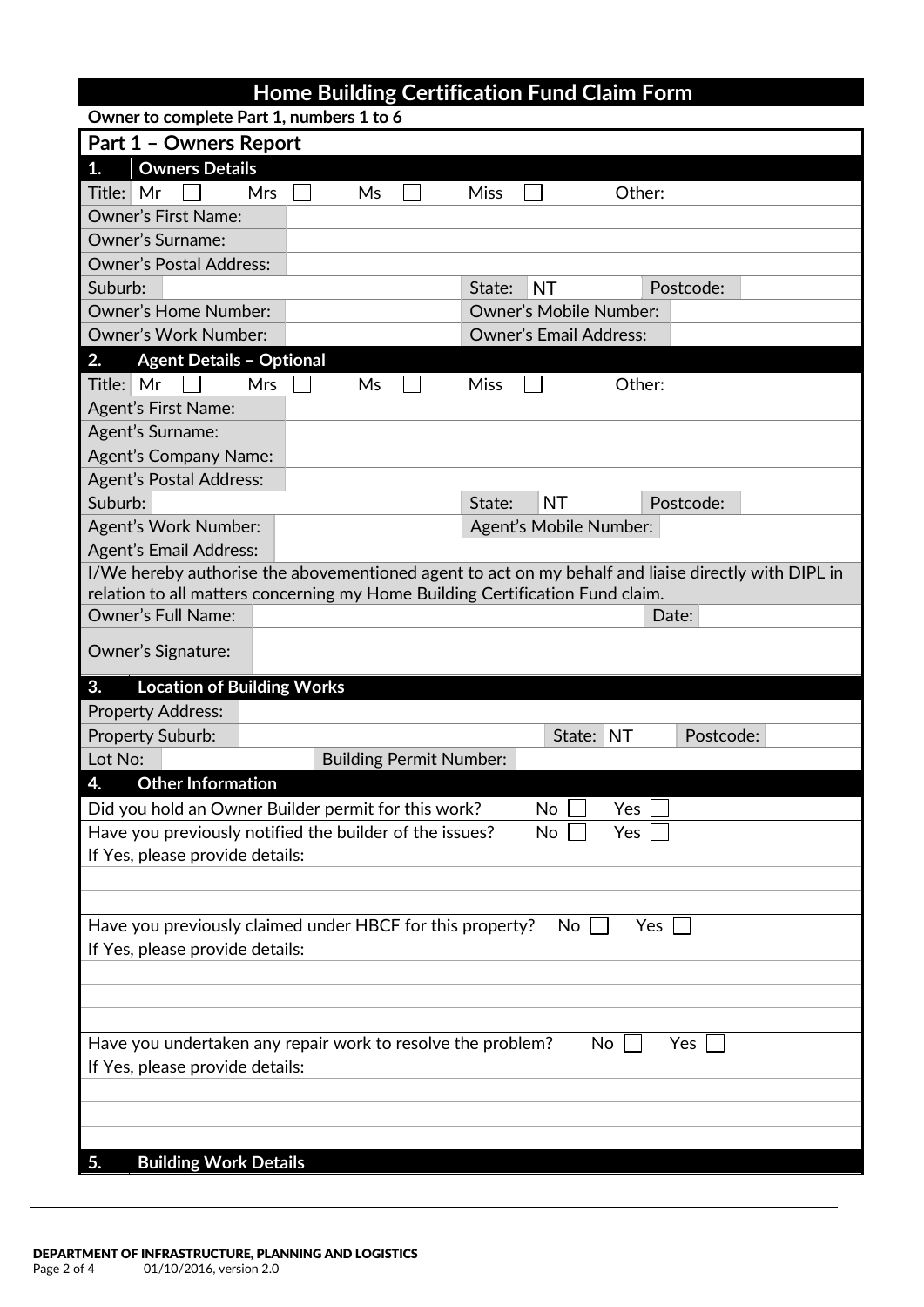# Home Building Certification Fund Claim Form

**Owner to complete Part 1, numbers 1 to 6**

## Part 1 – Owners Report

### 1. Owners Details

| Title: Mr ☐ | Mrs ☐ | Ms ☐ | Miss ☐ | Other: |
|---|---|---|---|---|

| Field | |
|---|---|
| Owner's First Name: | |
| Owner's Surname: | |
| Owner's Postal Address: | |

| Suburb: | | State: | NT | Postcode: | |
|---|---|---|---|---|---|
| Owner's Home Number: | | Owner's Mobile Number: | | | |
| Owner's Work Number: | | Owner's Email Address: | | | |

### 2. Agent Details – Optional

| Title: Mr ☐ | Mrs ☐ | Ms ☐ | Miss ☐ | Other: |
|---|---|---|---|---|

| Field | |
|---|---|
| Agent's First Name: | |
| Agent's Surname: | |
| Agent's Company Name: | |
| Agent's Postal Address: | |

| Suburb: | | State: | NT | Postcode: | |
|---|---|---|---|---|---|
| Agent's Work Number: | | Agent's Mobile Number: | | | |
| Agent's Email Address: | | | | | |

I/We hereby authorise the abovementioned agent to act on my behalf and liaise directly with DIPL in relation to all matters concerning my Home Building Certification Fund claim.

| Owner's Full Name: | | Date: | |
|---|---|---|---|
| Owner's Signature: | | | |

### 3. Location of Building Works

| Property Address: | | | | | |
|---|---|---|---|---|---|
| Property Suburb: | | State: | NT | Postcode: | |
| Lot No: | | Building Permit Number: | | | |

### 4. Other Information

Did you hold an Owner Builder permit for this work? No ☐ Yes ☐

Have you previously notified the builder of the issues? No ☐ Yes ☐

If Yes, please provide details:

Have you previously claimed under HBCF for this property? No ☐ Yes ☐

If Yes, please provide details:

Have you undertaken any repair work to resolve the problem? No ☐ Yes ☐

If Yes, please provide details:

### 5. Building Work Details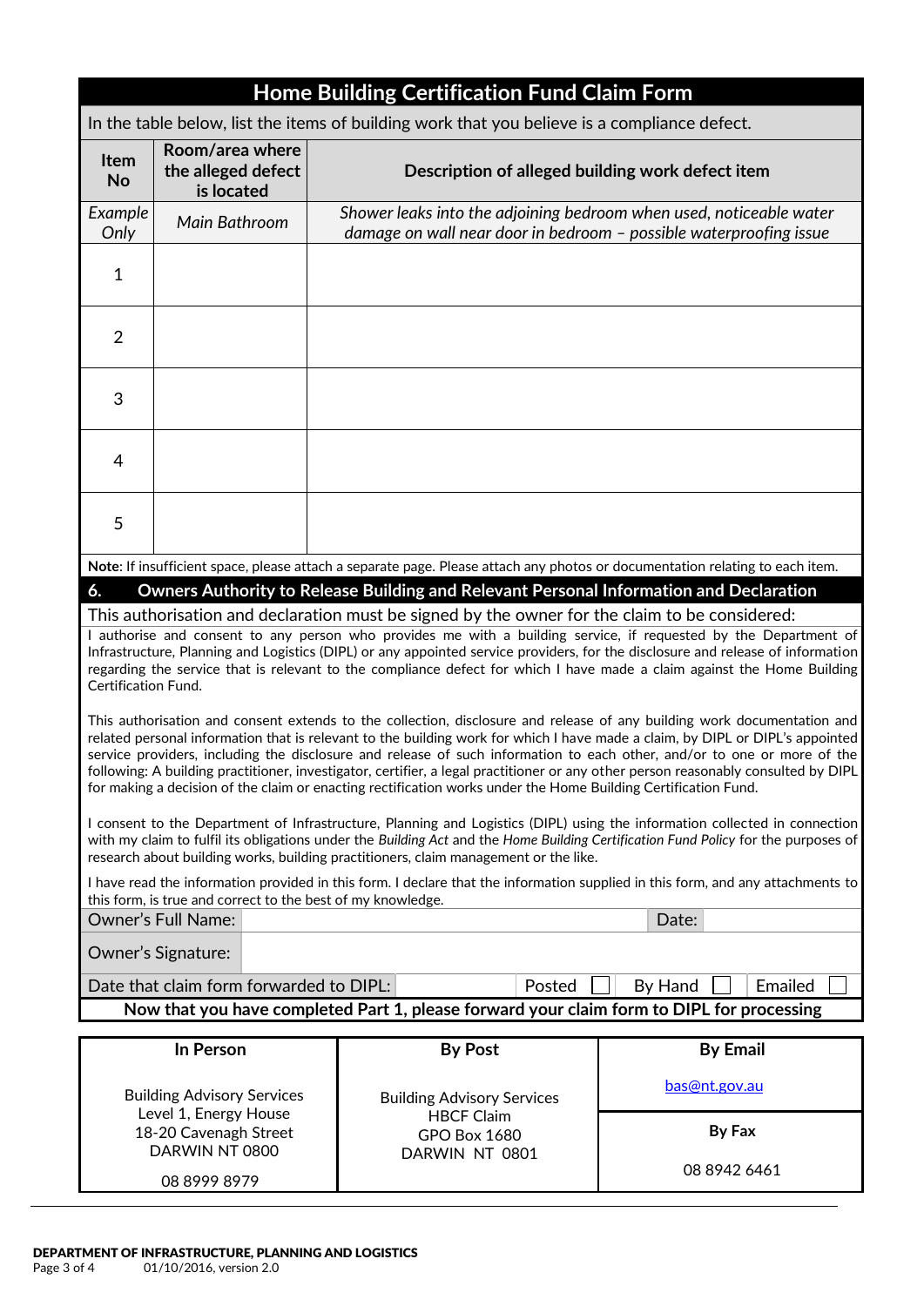# Home Building Certification Fund Claim Form

In the table below, list the items of building work that you believe is a compliance defect.

| Item No | Room/area where the alleged defect is located | Description of alleged building work defect item |
|---|---|---|
| *Example Only* | *Main Bathroom* | *Shower leaks into the adjoining bedroom when used, noticeable water damage on wall near door in bedroom – possible waterproofing issue* |
| 1 | | |
| 2 | | |
| 3 | | |
| 4 | | |
| 5 | | |

**Note**: If insufficient space, please attach a separate page. Please attach any photos or documentation relating to each item.

## 6. Owners Authority to Release Building and Relevant Personal Information and Declaration

This authorisation and declaration must be signed by the owner for the claim to be considered:

I authorise and consent to any person who provides me with a building service, if requested by the Department of Infrastructure, Planning and Logistics (DIPL) or any appointed service providers, for the disclosure and release of information regarding the service that is relevant to the compliance defect for which I have made a claim against the Home Building Certification Fund.

This authorisation and consent extends to the collection, disclosure and release of any building work documentation and related personal information that is relevant to the building work for which I have made a claim, by DIPL or DIPL's appointed service providers, including the disclosure and release of such information to each other, and/or to one or more of the following: A building practitioner, investigator, certifier, a legal practitioner or any other person reasonably consulted by DIPL for making a decision of the claim or enacting rectification works under the Home Building Certification Fund.

I consent to the Department of Infrastructure, Planning and Logistics (DIPL) using the information collected in connection with my claim to fulfil its obligations under the *Building Act* and the *Home Building Certification Fund Policy* for the purposes of research about building works, building practitioners, claim management or the like.

I have read the information provided in this form. I declare that the information supplied in this form, and any attachments to this form, is true and correct to the best of my knowledge.

| Owner's Full Name: | | Date: | |
|---|---|---|---|
| Owner's Signature: | | | |

| Date that claim form forwarded to DIPL: | | Posted ☐ | By Hand ☐ | Emailed ☐ |
|---|---|---|---|---|

**Now that you have completed Part 1, please forward your claim form to DIPL for processing**

| In Person | By Post | By Email |
|---|---|---|
| Building Advisory Services<br>Level 1, Energy House<br>18-20 Cavenagh Street<br>DARWIN NT 0800<br><br>08 8999 8979 | Building Advisory Services<br>HBCF Claim<br>GPO Box 1680<br>DARWIN NT 0801 | bas@nt.gov.au<br><br>**By Fax**<br><br>08 8942 6461 |

**DEPARTMENT OF INFRASTRUCTURE, PLANNING AND LOGISTICS**
01/10/2016, version 2.0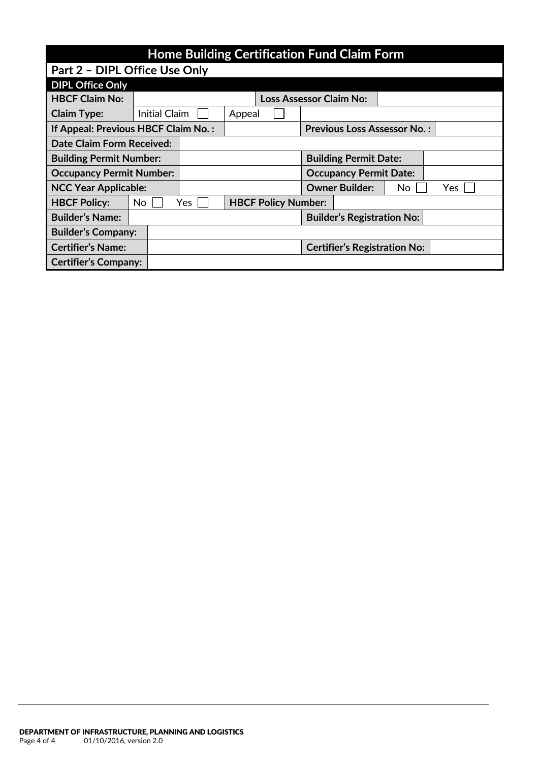# Home Building Certification Fund Claim Form

## Part 2 – DIPL Office Use Only

| DIPL Office Only | | | |
|---|---|---|---|
| **HBCF Claim No:** | | **Loss Assessor Claim No:** | |
| **Claim Type:** | Initial Claim ☐ Appeal ☐ | | |
| **If Appeal: Previous HBCF Claim No. :** | | **Previous Loss Assessor No. :** | |
| **Date Claim Form Received:** | | | |
| **Building Permit Number:** | | **Building Permit Date:** | |
| **Occupancy Permit Number:** | | **Occupancy Permit Date:** | |
| **NCC Year Applicable:** | | **Owner Builder:** | No ☐ Yes ☐ |
| **HBCF Policy:** | No ☐ Yes ☐ | **HBCF Policy Number:** | |
| **Builder's Name:** | | **Builder's Registration No:** | |
| **Builder's Company:** | | | |
| **Certifier's Name:** | | **Certifier's Registration No:** | |
| **Certifier's Company:** | | | |

**DEPARTMENT OF INFRASTRUCTURE, PLANNING AND LOGISTICS**
01/10/2016, version 2.0